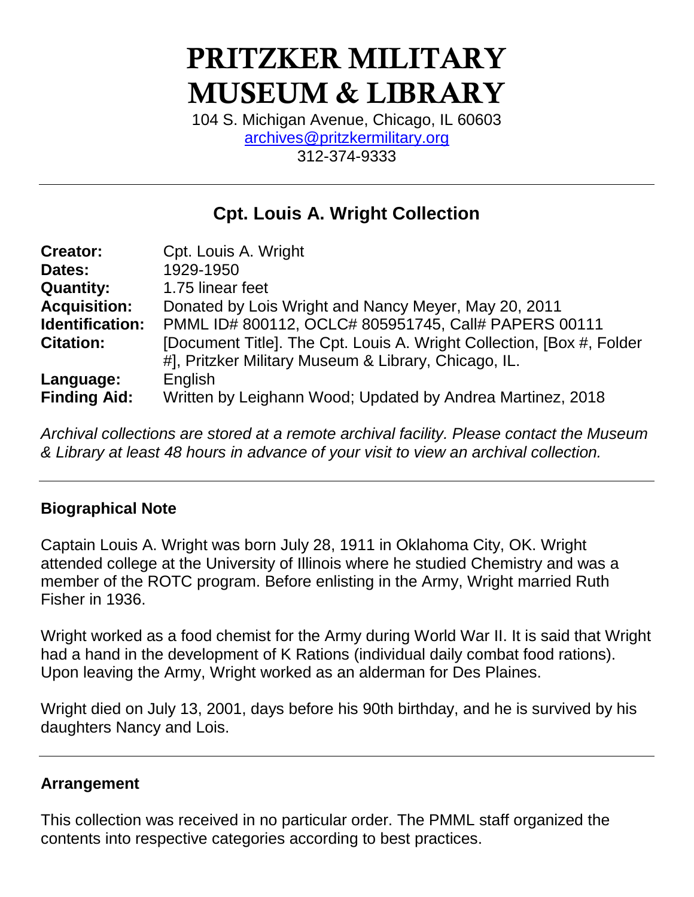# PRITZKER MILITARY MUSEUM & LIBRARY

104 S. Michigan Avenue, Chicago, IL 60603
archives@pritzkermilitary.org
312-374-9333

---

## Cpt. Louis A. Wright Collection

| | |
|---|---|
| **Creator:** | Cpt. Louis A. Wright |
| **Dates:** | 1929-1950 |
| **Quantity:** | 1.75 linear feet |
| **Acquisition:** | Donated by Lois Wright and Nancy Meyer, May 20, 2011 |
| **Identification:** | PMML ID# 800112, OCLC# 805951745, Call# PAPERS 00111 |
| **Citation:** | [Document Title]. The Cpt. Louis A. Wright Collection, [Box #, Folder #], Pritzker Military Museum & Library, Chicago, IL. |
| **Language:** | English |
| **Finding Aid:** | Written by Leighann Wood; Updated by Andrea Martinez, 2018 |

*Archival collections are stored at a remote archival facility. Please contact the Museum & Library at least 48 hours in advance of your visit to view an archival collection.*

---

### Biographical Note

Captain Louis A. Wright was born July 28, 1911 in Oklahoma City, OK. Wright attended college at the University of Illinois where he studied Chemistry and was a member of the ROTC program. Before enlisting in the Army, Wright married Ruth Fisher in 1936.

Wright worked as a food chemist for the Army during World War II. It is said that Wright had a hand in the development of K Rations (individual daily combat food rations). Upon leaving the Army, Wright worked as an alderman for Des Plaines.

Wright died on July 13, 2001, days before his 90th birthday, and he is survived by his daughters Nancy and Lois.

---

### Arrangement

This collection was received in no particular order. The PMML staff organized the contents into respective categories according to best practices.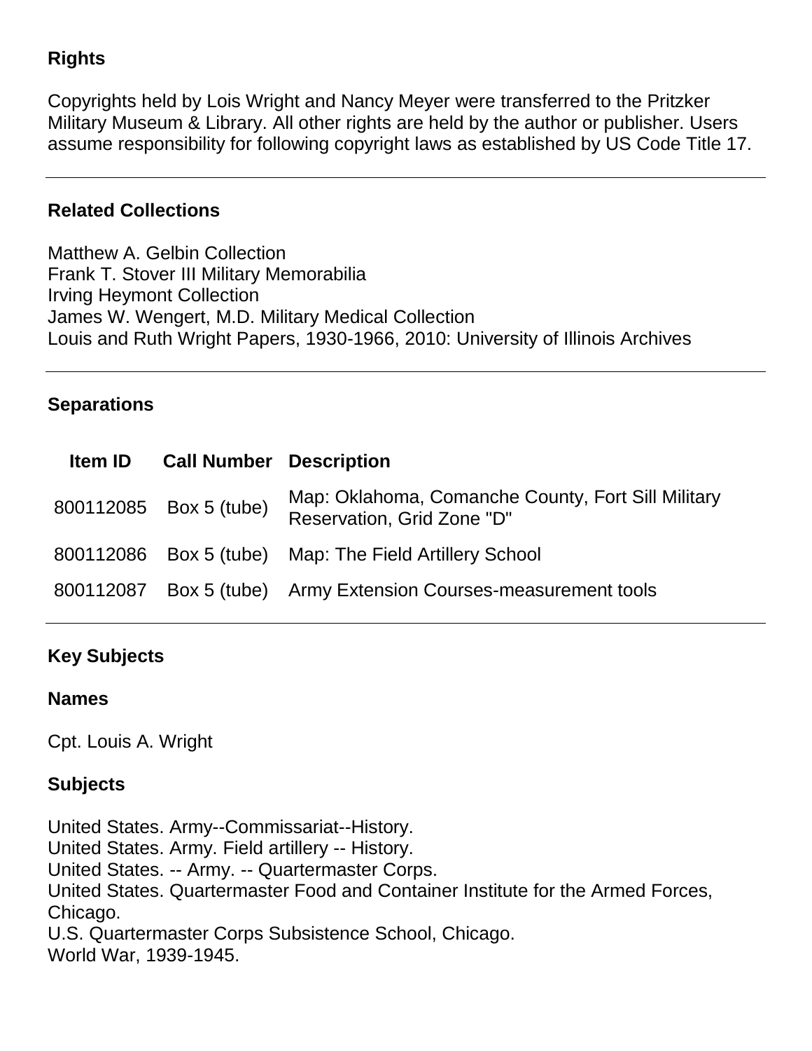## Rights

Copyrights held by Lois Wright and Nancy Meyer were transferred to the Pritzker Military Museum & Library. All other rights are held by the author or publisher. Users assume responsibility for following copyright laws as established by US Code Title 17.

---

## Related Collections

Matthew A. Gelbin Collection
Frank T. Stover III Military Memorabilia
Irving Heymont Collection
James W. Wengert, M.D. Military Medical Collection
Louis and Ruth Wright Papers, 1930-1966, 2010: University of Illinois Archives

---

## Separations

| Item ID | Call Number | Description |
|---|---|---|
| 800112085 | Box 5 (tube) | Map: Oklahoma, Comanche County, Fort Sill Military Reservation, Grid Zone "D" |
| 800112086 | Box 5 (tube) | Map: The Field Artillery School |
| 800112087 | Box 5 (tube) | Army Extension Courses-measurement tools |

---

## Key Subjects

### Names

Cpt. Louis A. Wright

### Subjects

United States. Army--Commissariat--History.
United States. Army. Field artillery -- History.
United States. -- Army. -- Quartermaster Corps.
United States. Quartermaster Food and Container Institute for the Armed Forces, Chicago.
U.S. Quartermaster Corps Subsistence School, Chicago.
World War, 1939-1945.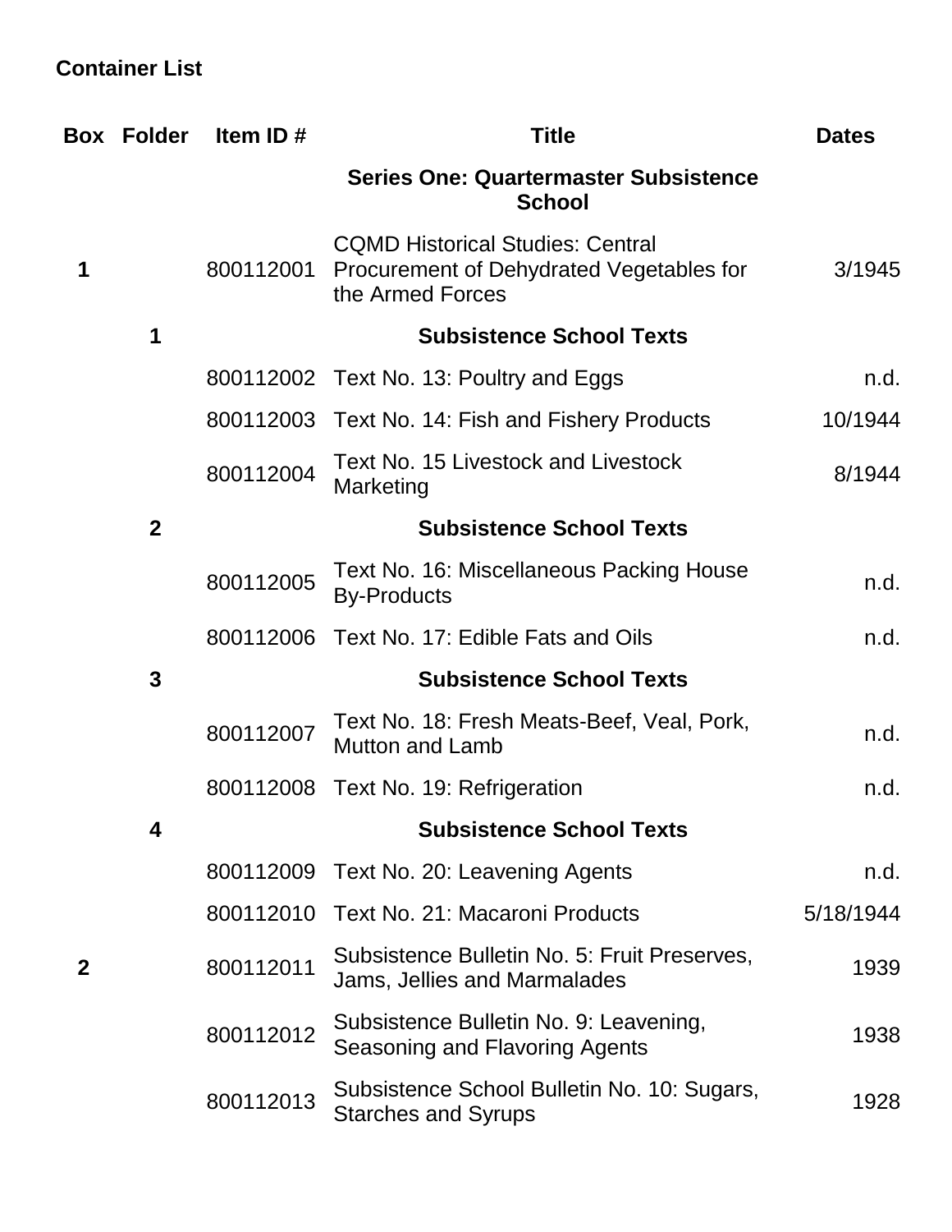**Container List**

| Box | Folder | Item ID # | Title | Dates |
|---|---|---|---|---|
| | | | **Series One: Quartermaster Subsistence School** | |
| **1** | | 800112001 | CQMD Historical Studies: Central Procurement of Dehydrated Vegetables for the Armed Forces | 3/1945 |
| | **1** | | **Subsistence School Texts** | |
| | | 800112002 | Text No. 13: Poultry and Eggs | n.d. |
| | | 800112003 | Text No. 14: Fish and Fishery Products | 10/1944 |
| | | 800112004 | Text No. 15 Livestock and Livestock Marketing | 8/1944 |
| | **2** | | **Subsistence School Texts** | |
| | | 800112005 | Text No. 16: Miscellaneous Packing House By-Products | n.d. |
| | | 800112006 | Text No. 17: Edible Fats and Oils | n.d. |
| | **3** | | **Subsistence School Texts** | |
| | | 800112007 | Text No. 18: Fresh Meats-Beef, Veal, Pork, Mutton and Lamb | n.d. |
| | | 800112008 | Text No. 19: Refrigeration | n.d. |
| | **4** | | **Subsistence School Texts** | |
| | | 800112009 | Text No. 20: Leavening Agents | n.d. |
| | | 800112010 | Text No. 21: Macaroni Products | 5/18/1944 |
| **2** | | 800112011 | Subsistence Bulletin No. 5: Fruit Preserves, Jams, Jellies and Marmalades | 1939 |
| | | 800112012 | Subsistence Bulletin No. 9: Leavening, Seasoning and Flavoring Agents | 1938 |
| | | 800112013 | Subsistence School Bulletin No. 10: Sugars, Starches and Syrups | 1928 |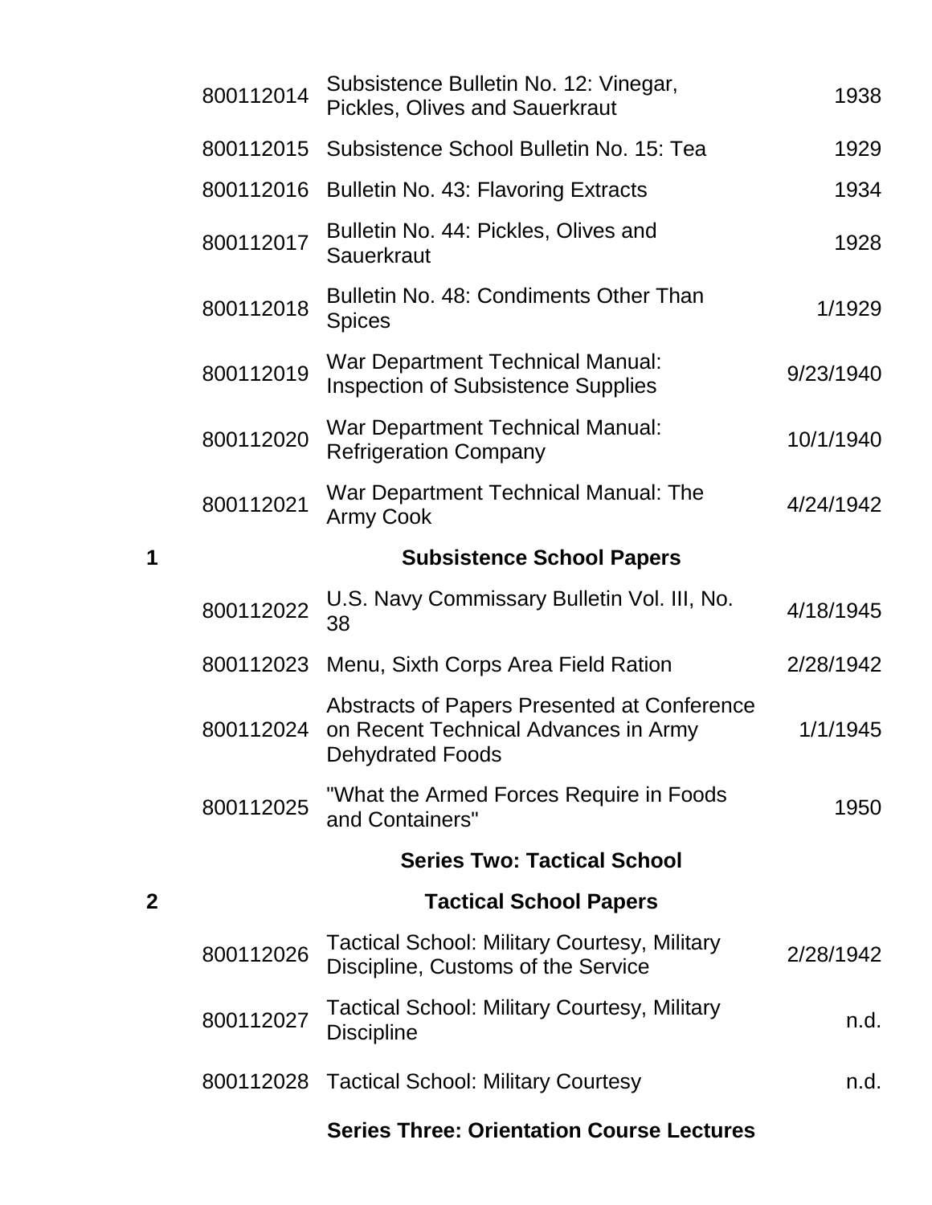| Box | ID | Title | Date |
|---|---|---|---|
| | 800112014 | Subsistence Bulletin No. 12: Vinegar, Pickles, Olives and Sauerkraut | 1938 |
| | 800112015 | Subsistence School Bulletin No. 15: Tea | 1929 |
| | 800112016 | Bulletin No. 43: Flavoring Extracts | 1934 |
| | 800112017 | Bulletin No. 44: Pickles, Olives and Sauerkraut | 1928 |
| | 800112018 | Bulletin No. 48: Condiments Other Than Spices | 1/1929 |
| | 800112019 | War Department Technical Manual: Inspection of Subsistence Supplies | 9/23/1940 |
| | 800112020 | War Department Technical Manual: Refrigeration Company | 10/1/1940 |
| | 800112021 | War Department Technical Manual: The Army Cook | 4/24/1942 |
| **1** | | **Subsistence School Papers** | |
| | 800112022 | U.S. Navy Commissary Bulletin Vol. III, No. 38 | 4/18/1945 |
| | 800112023 | Menu, Sixth Corps Area Field Ration | 2/28/1942 |
| | 800112024 | Abstracts of Papers Presented at Conference on Recent Technical Advances in Army Dehydrated Foods | 1/1/1945 |
| | 800112025 | "What the Armed Forces Require in Foods and Containers" | 1950 |
| | | **Series Two: Tactical School** | |
| **2** | | **Tactical School Papers** | |
| | 800112026 | Tactical School: Military Courtesy, Military Discipline, Customs of the Service | 2/28/1942 |
| | 800112027 | Tactical School: Military Courtesy, Military Discipline | n.d. |
| | 800112028 | Tactical School: Military Courtesy | n.d. |
| | | **Series Three: Orientation Course Lectures** | |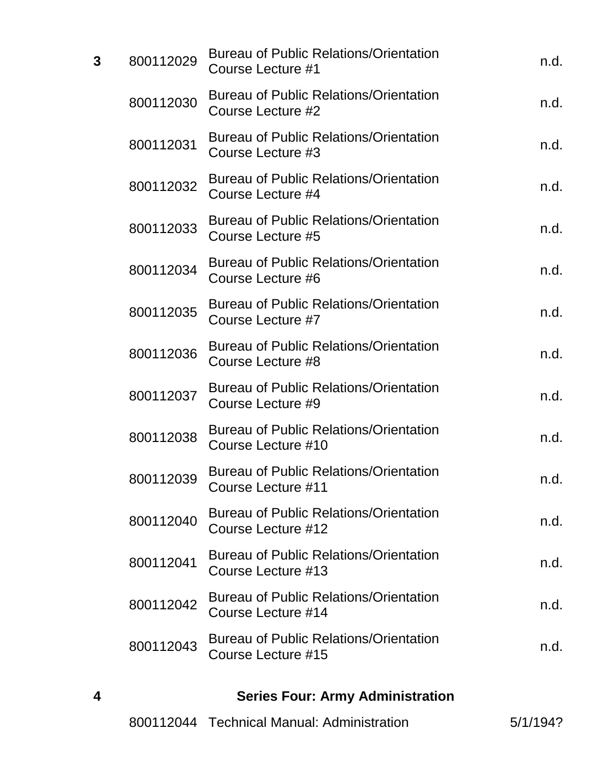| Box | ID | Title | Date |
|---|---|---|---|
| **3** | 800112029 | Bureau of Public Relations/Orientation Course Lecture #1 | n.d. |
| | 800112030 | Bureau of Public Relations/Orientation Course Lecture #2 | n.d. |
| | 800112031 | Bureau of Public Relations/Orientation Course Lecture #3 | n.d. |
| | 800112032 | Bureau of Public Relations/Orientation Course Lecture #4 | n.d. |
| | 800112033 | Bureau of Public Relations/Orientation Course Lecture #5 | n.d. |
| | 800112034 | Bureau of Public Relations/Orientation Course Lecture #6 | n.d. |
| | 800112035 | Bureau of Public Relations/Orientation Course Lecture #7 | n.d. |
| | 800112036 | Bureau of Public Relations/Orientation Course Lecture #8 | n.d. |
| | 800112037 | Bureau of Public Relations/Orientation Course Lecture #9 | n.d. |
| | 800112038 | Bureau of Public Relations/Orientation Course Lecture #10 | n.d. |
| | 800112039 | Bureau of Public Relations/Orientation Course Lecture #11 | n.d. |
| | 800112040 | Bureau of Public Relations/Orientation Course Lecture #12 | n.d. |
| | 800112041 | Bureau of Public Relations/Orientation Course Lecture #13 | n.d. |
| | 800112042 | Bureau of Public Relations/Orientation Course Lecture #14 | n.d. |
| | 800112043 | Bureau of Public Relations/Orientation Course Lecture #15 | n.d. |
| **4** | | **Series Four: Army Administration** | |
| | 800112044 | Technical Manual: Administration | 5/1/194? |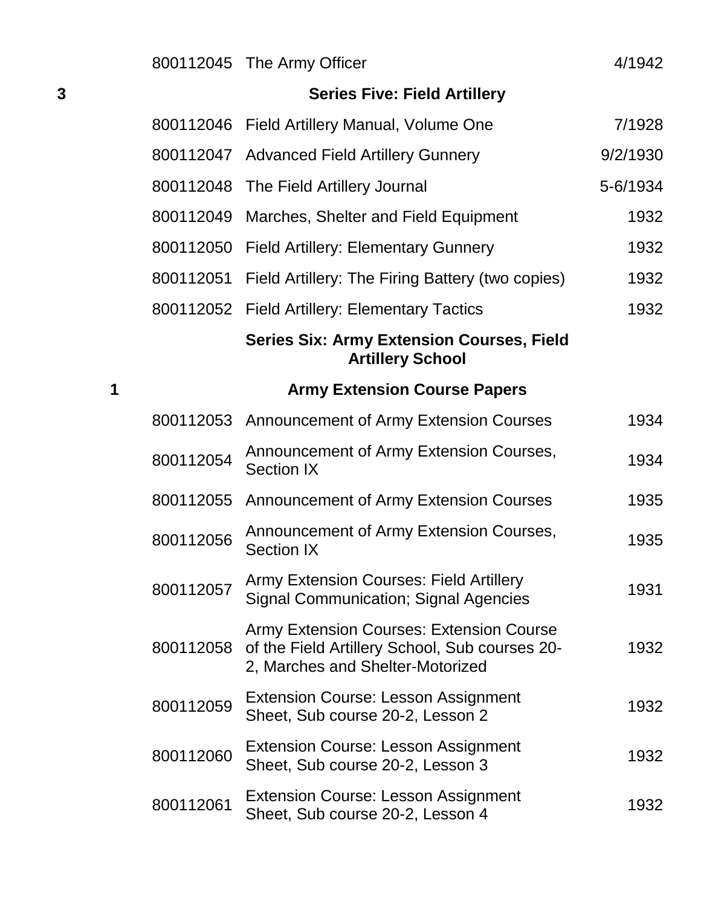| | | | |
|---|---|---|---|
| | 800112045 | The Army Officer | 4/1942 |
| 3 | | **Series Five: Field Artillery** | |
| | 800112046 | Field Artillery Manual, Volume One | 7/1928 |
| | 800112047 | Advanced Field Artillery Gunnery | 9/2/1930 |
| | 800112048 | The Field Artillery Journal | 5-6/1934 |
| | 800112049 | Marches, Shelter and Field Equipment | 1932 |
| | 800112050 | Field Artillery: Elementary Gunnery | 1932 |
| | 800112051 | Field Artillery: The Firing Battery (two copies) | 1932 |
| | 800112052 | Field Artillery: Elementary Tactics | 1932 |
| | | **Series Six: Army Extension Courses, Field Artillery School** | |
| 1 | | **Army Extension Course Papers** | |
| | 800112053 | Announcement of Army Extension Courses | 1934 |
| | 800112054 | Announcement of Army Extension Courses, Section IX | 1934 |
| | 800112055 | Announcement of Army Extension Courses | 1935 |
| | 800112056 | Announcement of Army Extension Courses, Section IX | 1935 |
| | 800112057 | Army Extension Courses: Field Artillery Signal Communication; Signal Agencies | 1931 |
| | 800112058 | Army Extension Courses: Extension Course of the Field Artillery School, Sub courses 20-2, Marches and Shelter-Motorized | 1932 |
| | 800112059 | Extension Course: Lesson Assignment Sheet, Sub course 20-2, Lesson 2 | 1932 |
| | 800112060 | Extension Course: Lesson Assignment Sheet, Sub course 20-2, Lesson 3 | 1932 |
| | 800112061 | Extension Course: Lesson Assignment Sheet, Sub course 20-2, Lesson 4 | 1932 |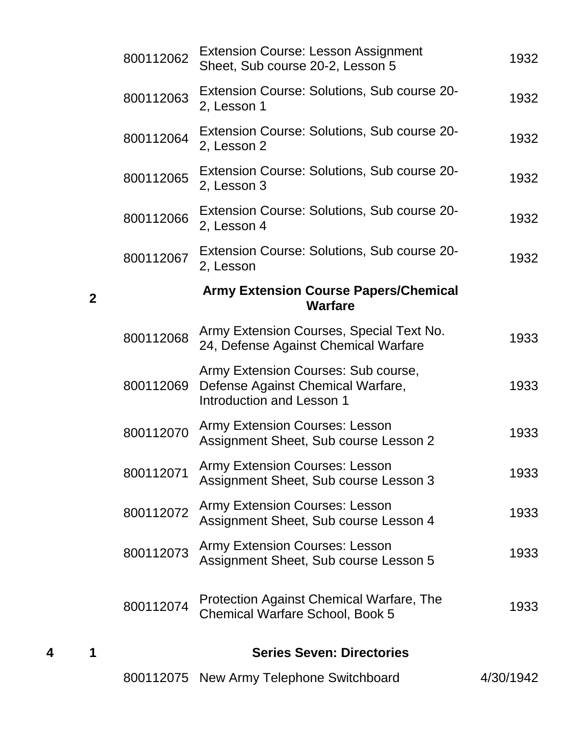| Box | Folder | ID | Description | Date |
|---|---|---|---|---|
| | | 800112062 | Extension Course: Lesson Assignment Sheet, Sub course 20-2, Lesson 5 | 1932 |
| | | 800112063 | Extension Course: Solutions, Sub course 20-2, Lesson 1 | 1932 |
| | | 800112064 | Extension Course: Solutions, Sub course 20-2, Lesson 2 | 1932 |
| | | 800112065 | Extension Course: Solutions, Sub course 20-2, Lesson 3 | 1932 |
| | | 800112066 | Extension Course: Solutions, Sub course 20-2, Lesson 4 | 1932 |
| | | 800112067 | Extension Course: Solutions, Sub course 20-2, Lesson | 1932 |
| | 2 | | **Army Extension Course Papers/Chemical Warfare** | |
| | | 800112068 | Army Extension Courses, Special Text No. 24, Defense Against Chemical Warfare | 1933 |
| | | 800112069 | Army Extension Courses: Sub course, Defense Against Chemical Warfare, Introduction and Lesson 1 | 1933 |
| | | 800112070 | Army Extension Courses: Lesson Assignment Sheet, Sub course Lesson 2 | 1933 |
| | | 800112071 | Army Extension Courses: Lesson Assignment Sheet, Sub course Lesson 3 | 1933 |
| | | 800112072 | Army Extension Courses: Lesson Assignment Sheet, Sub course Lesson 4 | 1933 |
| | | 800112073 | Army Extension Courses: Lesson Assignment Sheet, Sub course Lesson 5 | 1933 |
| | | 800112074 | Protection Against Chemical Warfare, The Chemical Warfare School, Book 5 | 1933 |
| 4 | 1 | | **Series Seven: Directories** | |
| | | 800112075 | New Army Telephone Switchboard | 4/30/1942 |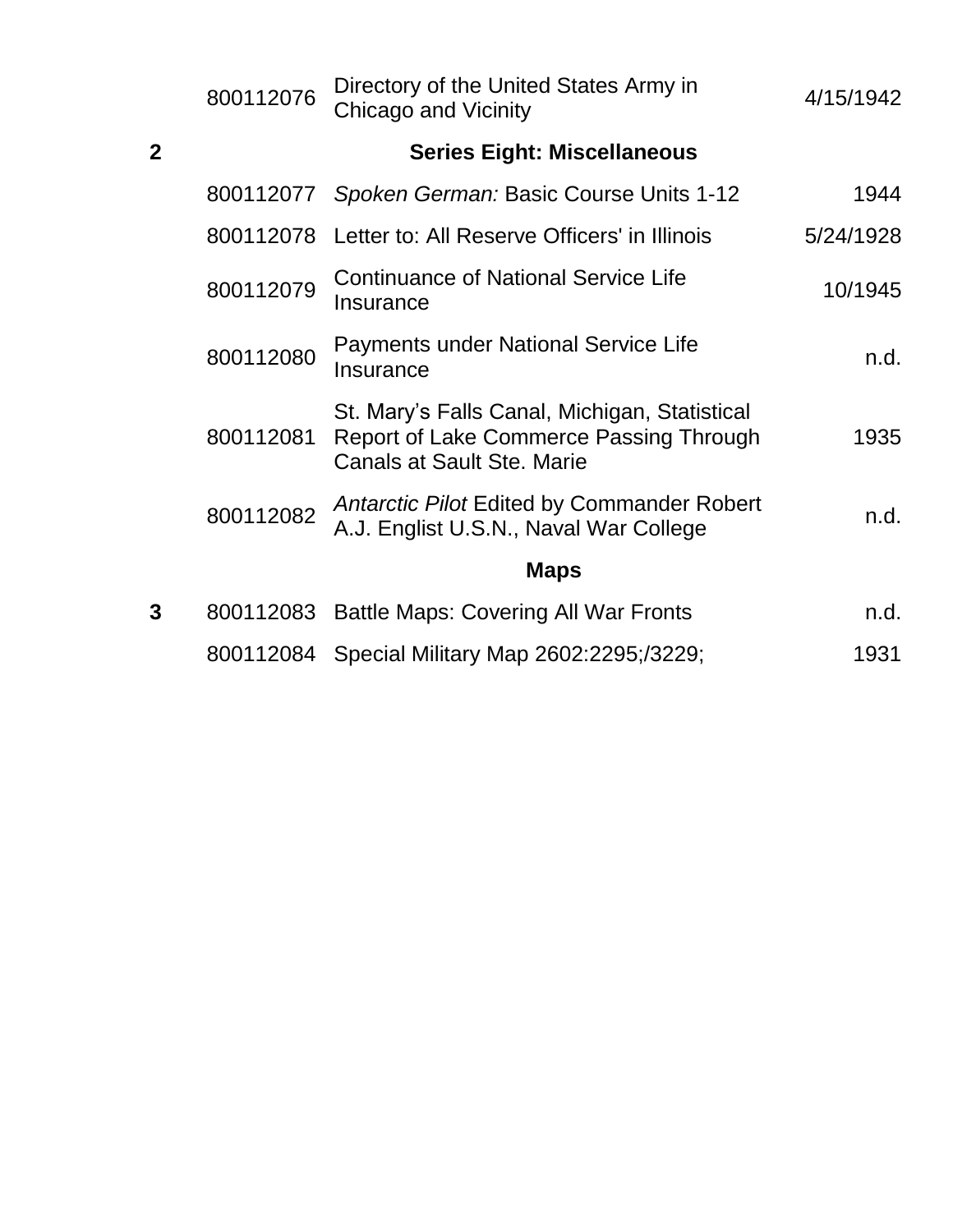| | | | |
|---|---|---|---|
| | 800112076 | Directory of the United States Army in Chicago and Vicinity | 4/15/1942 |
| **2** | | **Series Eight: Miscellaneous** | |
| | 800112077 | *Spoken German:* Basic Course Units 1-12 | 1944 |
| | 800112078 | Letter to: All Reserve Officers' in Illinois | 5/24/1928 |
| | 800112079 | Continuance of National Service Life Insurance | 10/1945 |
| | 800112080 | Payments under National Service Life Insurance | n.d. |
| | 800112081 | St. Mary's Falls Canal, Michigan, Statistical Report of Lake Commerce Passing Through Canals at Sault Ste. Marie | 1935 |
| | 800112082 | *Antarctic Pilot* Edited by Commander Robert A.J. Englist U.S.N., Naval War College | n.d. |
| | | **Maps** | |
| **3** | 800112083 | Battle Maps: Covering All War Fronts | n.d. |
| | 800112084 | Special Military Map 2602:2295;/3229; | 1931 |